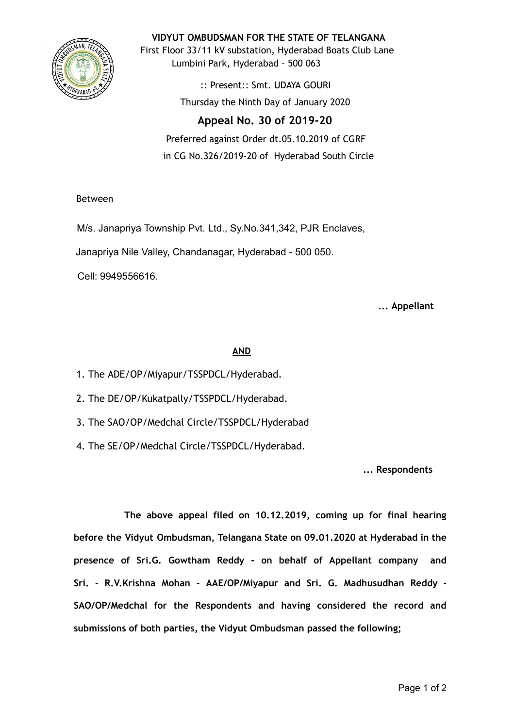**VIDYUT OMBUDSMAN FOR THE STATE OF TELANGANA**

First Floor 33/11 kV substation, Hyderabad Boats Club Lane
Lumbini Park, Hyderabad - 500 063

:: Present:: Smt. UDAYA GOURI

Thursday the Ninth Day of January 2020

## Appeal No. 30 of 2019-20

Preferred against Order dt.05.10.2019 of CGRF
in CG No.326/2019-20 of Hyderabad South Circle

Between

M/s. Janapriya Township Pvt. Ltd., Sy.No.341,342, PJR Enclaves,

Janapriya Nile Valley, Chandanagar, Hyderabad - 500 050.

Cell: 9949556616.

**... Appellant**

**AND**

1. The ADE/OP/Miyapur/TSSPDCL/Hyderabad.
2. The DE/OP/Kukatpally/TSSPDCL/Hyderabad.
3. The SAO/OP/Medchal Circle/TSSPDCL/Hyderabad
4. The SE/OP/Medchal Circle/TSSPDCL/Hyderabad.

**... Respondents**

**The above appeal filed on 10.12.2019, coming up for final hearing before the Vidyut Ombudsman, Telangana State on 09.01.2020 at Hyderabad in the presence of Sri.G. Gowtham Reddy - on behalf of Appellant company and Sri. - R.V.Krishna Mohan - AAE/OP/Miyapur and Sri. G. Madhusudhan Reddy - SAO/OP/Medchal for the Respondents and having considered the record and submissions of both parties, the Vidyut Ombudsman passed the following;**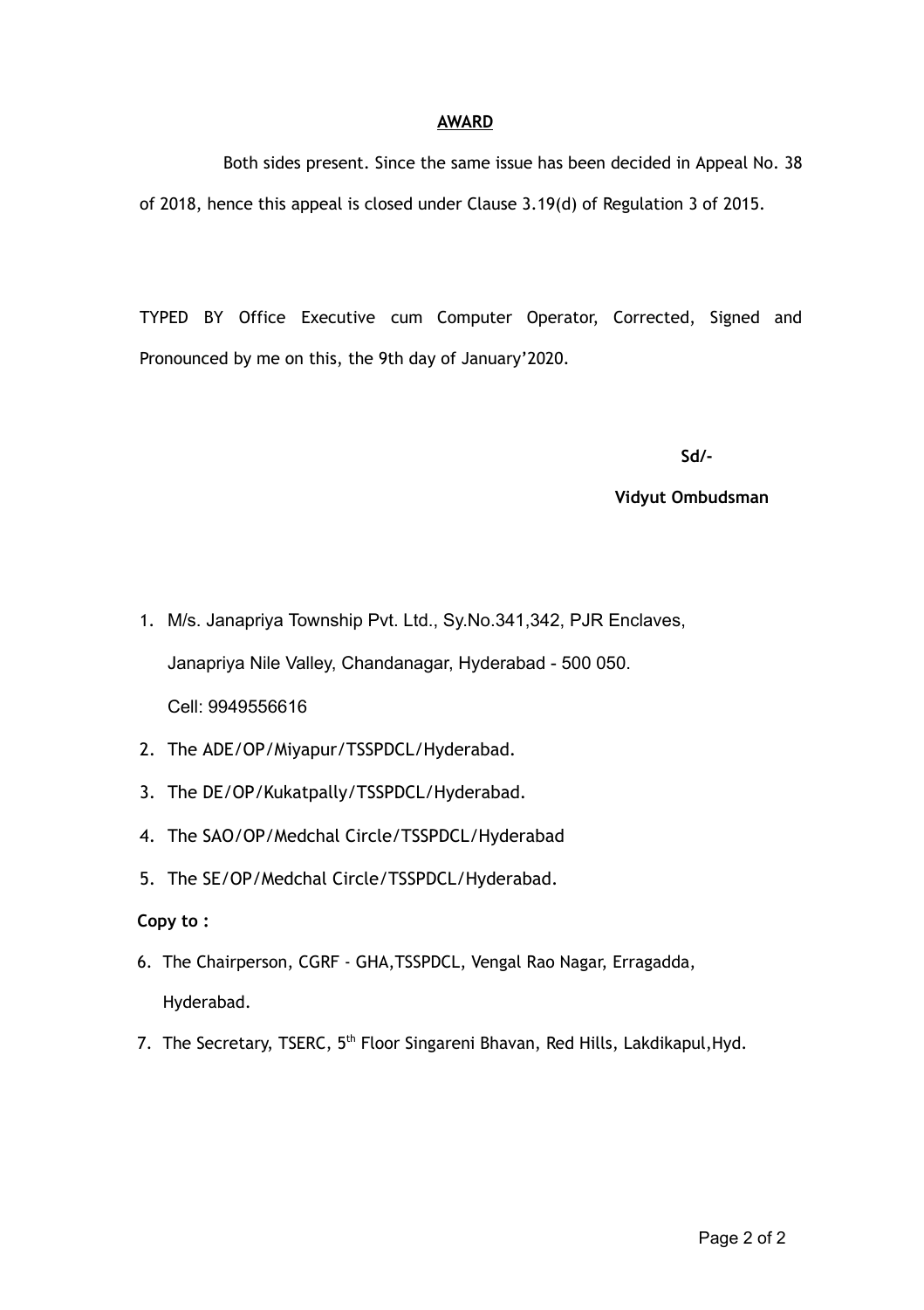**AWARD**

Both sides present. Since the same issue has been decided in Appeal No. 38 of 2018, hence this appeal is closed under Clause 3.19(d) of Regulation 3 of 2015.

TYPED BY Office Executive cum Computer Operator, Corrected, Signed and Pronounced by me on this, the 9th day of January'2020.

**Sd/-**

**Vidyut Ombudsman**

1. M/s. Janapriya Township Pvt. Ltd., Sy.No.341,342, PJR Enclaves, Janapriya Nile Valley, Chandanagar, Hyderabad - 500 050. Cell: 9949556616
2. The ADE/OP/Miyapur/TSSPDCL/Hyderabad.
3. The DE/OP/Kukatpally/TSSPDCL/Hyderabad.
4. The SAO/OP/Medchal Circle/TSSPDCL/Hyderabad
5. The SE/OP/Medchal Circle/TSSPDCL/Hyderabad.

**Copy to :**

6. The Chairperson, CGRF - GHA,TSSPDCL, Vengal Rao Nagar, Erragadda, Hyderabad.
7. The Secretary, TSERC, 5th Floor Singareni Bhavan, Red Hills, Lakdikapul,Hyd.